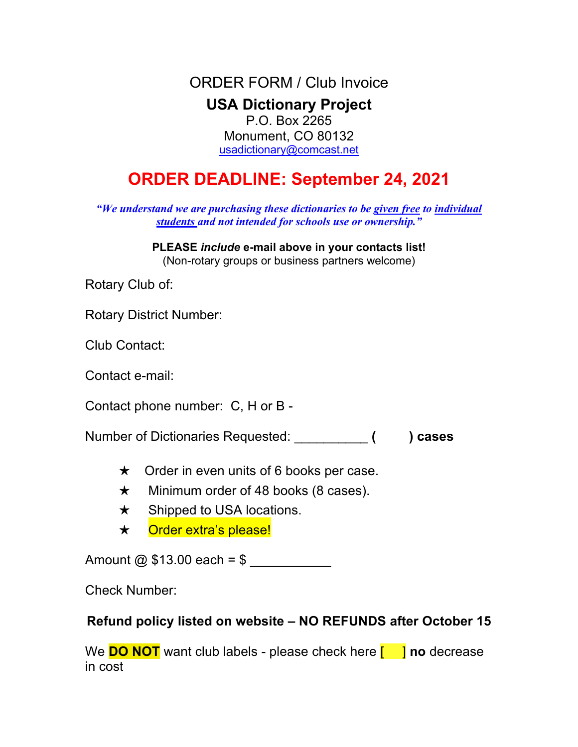ORDER FORM / Club Invoice

# USA Dictionary Project

P.O. Box 2265
Monument, CO 80132
usadictionary@comcast.net

## ORDER DEADLINE: September 24, 2021

***"We understand we are purchasing these dictionaries to be given free to individual students and not intended for schools use or ownership."***

**PLEASE *include* e-mail above in your contacts list!**
(Non-rotary groups or business partners welcome)

Rotary Club of:

Rotary District Number:

Club Contact:

Contact e-mail:

Contact phone number: C, H or B -

Number of Dictionaries Requested: __________ **(         ) cases**

- ★ Order in even units of 6 books per case.
- ★ Minimum order of 48 books (8 cases).
- ★ Shipped to USA locations.
- ★ Order extra's please!

Amount @ $13.00 each = $ ___________

Check Number:

**Refund policy listed on website – NO REFUNDS after October 15**

We **DO NOT** want club labels - please check here [     ] **no** decrease in cost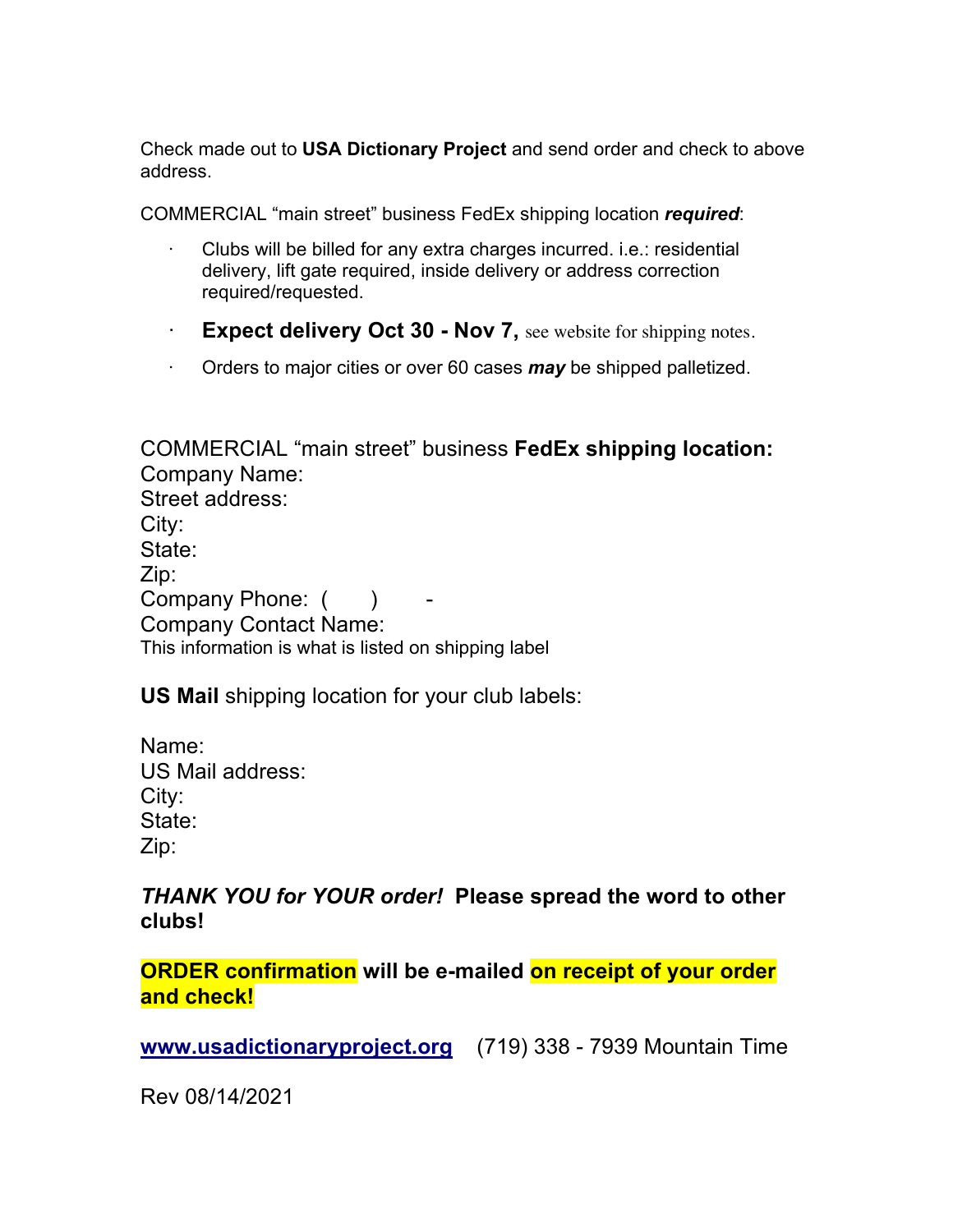Check made out to **USA Dictionary Project** and send order and check to above address.

COMMERCIAL “main street” business FedEx shipping location ***required***:

- Clubs will be billed for any extra charges incurred. i.e.: residential delivery, lift gate required, inside delivery or address correction required/requested.
- **Expect delivery Oct 30 - Nov 7,** see website for shipping notes.
- Orders to major cities or over 60 cases ***may*** be shipped palletized.

COMMERCIAL “main street” business **FedEx shipping location:**
Company Name:
Street address:
City:
State:
Zip:
Company Phone: ( ) -
Company Contact Name:
This information is what is listed on shipping label

**US Mail** shipping location for your club labels:

Name:
US Mail address:
City:
State:
Zip:

***THANK YOU for YOUR order!* Please spread the word to other clubs!**

**ORDER confirmation will be e-mailed on receipt of your order and check!**

**www.usadictionaryproject.org** (719) 338 - 7939 Mountain Time

Rev 08/14/2021